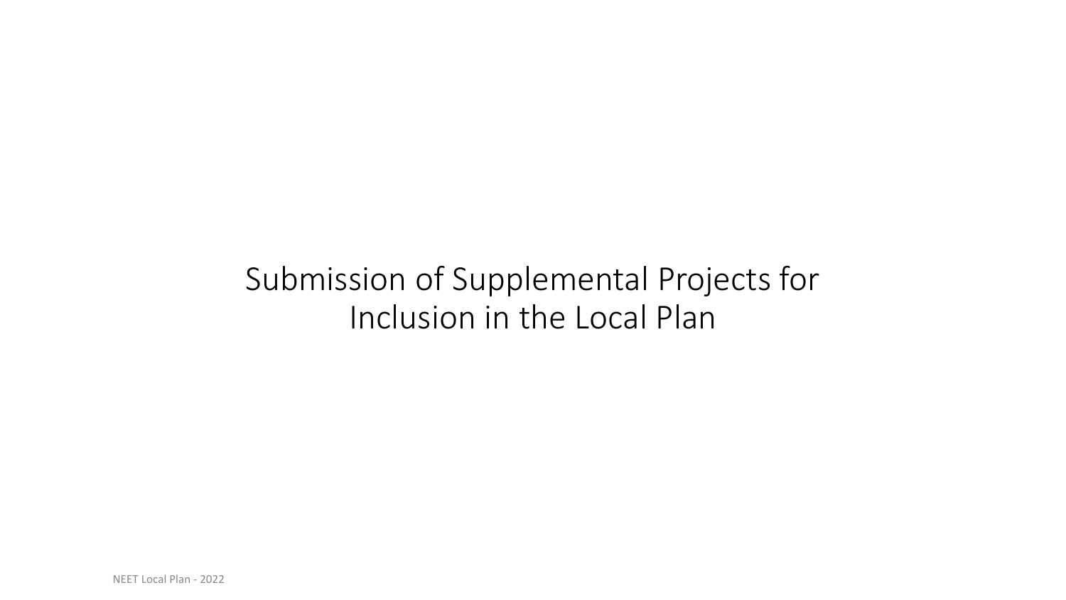# Submission of Supplemental Projects for Inclusion in the Local Plan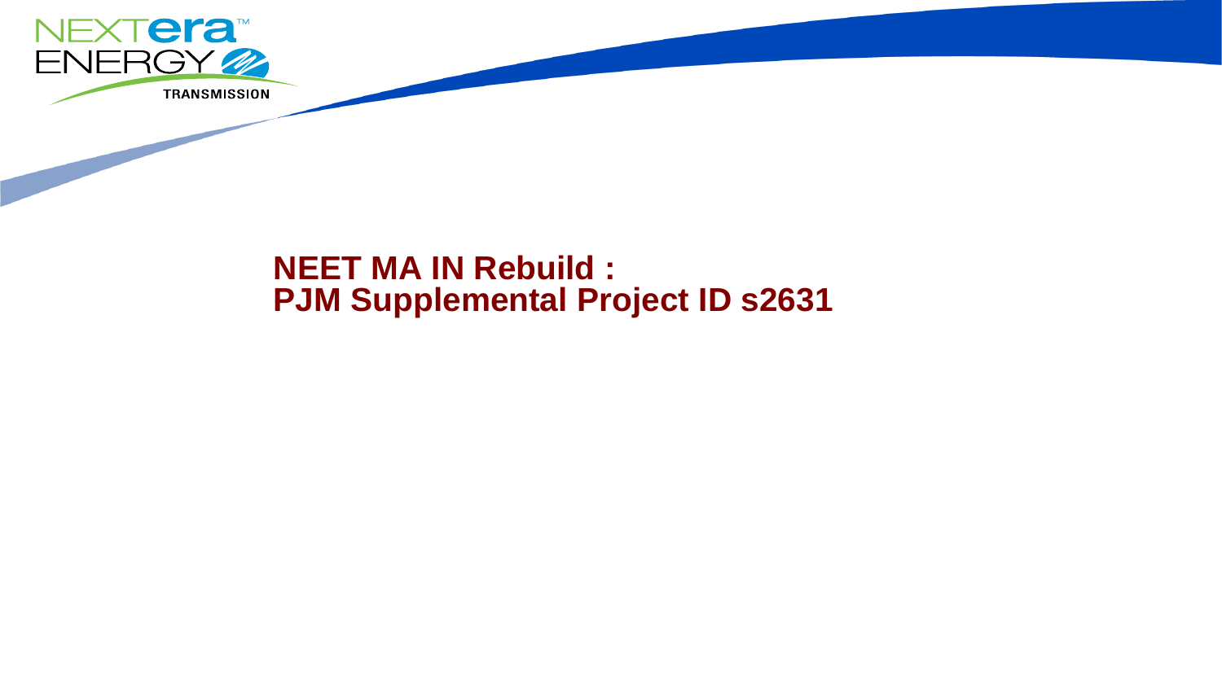# NEET MA IN Rebuild :
# PJM Supplemental Project ID s2631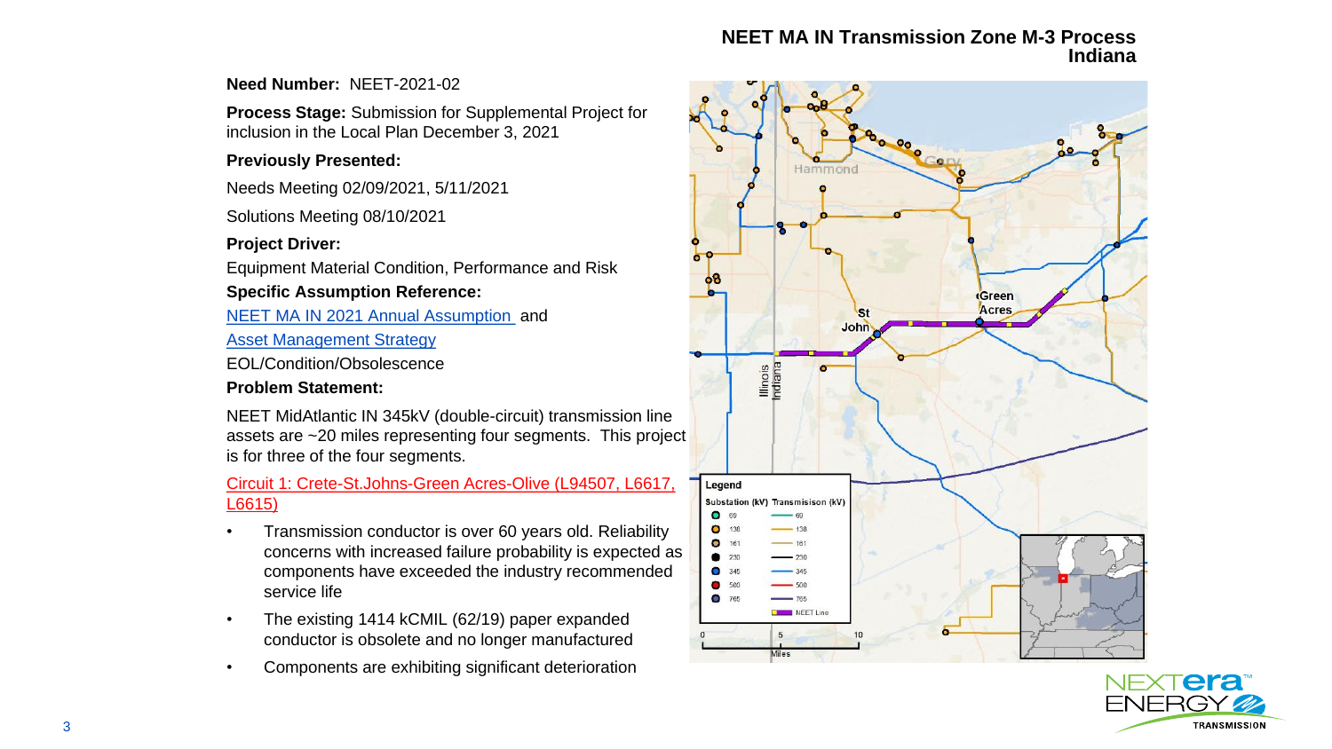# NEET MA IN Transmission Zone M-3 Process Indiana

**Need Number:** NEET-2021-02

**Process Stage:** Submission for Supplemental Project for inclusion in the Local Plan December 3, 2021

**Previously Presented:**

Needs Meeting 02/09/2021, 5/11/2021

Solutions Meeting 08/10/2021

**Project Driver:**

Equipment Material Condition, Performance and Risk

**Specific Assumption Reference:**

NEET MA IN 2021 Annual Assumption and

Asset Management Strategy

EOL/Condition/Obsolescence

**Problem Statement:**

NEET MidAtlantic IN 345kV (double-circuit) transmission line assets are ~20 miles representing four segments. This project is for three of the four segments.

Circuit 1: Crete-St.Johns-Green Acres-Olive (L94507, L6617, L6615)

- Transmission conductor is over 60 years old. Reliability concerns with increased failure probability is expected as components have exceeded the industry recommended service life
- The existing 1414 kCMIL (62/19) paper expanded conductor is obsolete and no longer manufactured
- Components are exhibiting significant deterioration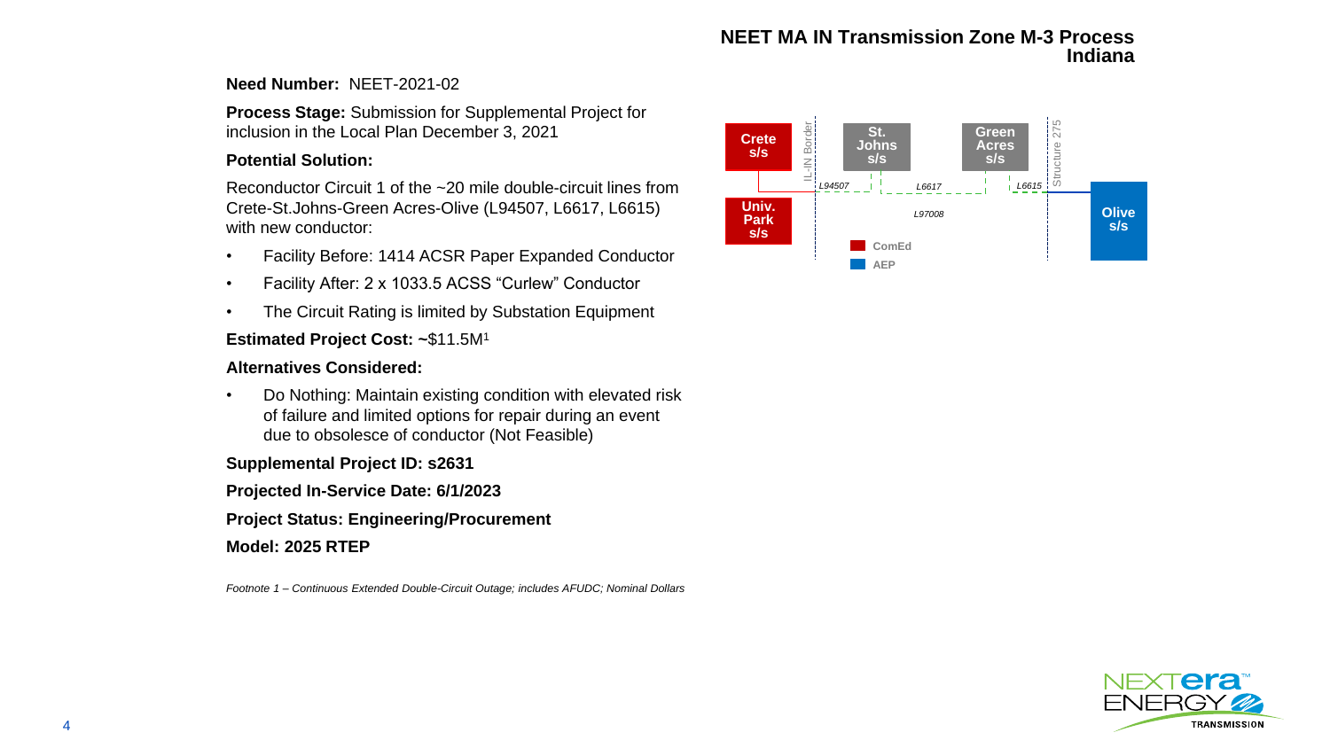# NEET MA IN Transmission Zone M-3 Process
## Indiana

**Need Number:** NEET-2021-02

**Process Stage:** Submission for Supplemental Project for inclusion in the Local Plan December 3, 2021

**Potential Solution:**

Reconductor Circuit 1 of the ~20 mile double-circuit lines from Crete-St.Johns-Green Acres-Olive (L94507, L6617, L6615) with new conductor:

- Facility Before: 1414 ACSR Paper Expanded Conductor
- Facility After: 2 x 1033.5 ACSS "Curlew" Conductor
- The Circuit Rating is limited by Substation Equipment

**Estimated Project Cost:** ~$11.5M[1]

**Alternatives Considered:**

- Do Nothing: Maintain existing condition with elevated risk of failure and limited options for repair during an event due to obsolesce of conductor (Not Feasible)

**Supplemental Project ID: s2631**

**Projected In-Service Date: 6/1/2023**

**Project Status: Engineering/Procurement**

**Model: 2025 RTEP**

*Footnote 1 – Continuous Extended Double-Circuit Outage; includes AFUDC; Nominal Dollars*

Crete s/s | Univ. Park s/s | IL-IN Border | St. Johns s/s | Green Acres s/s | Structure 275 | Olive s/s

L94507 | L6617 | L6615 | L97008

ComEd | AEP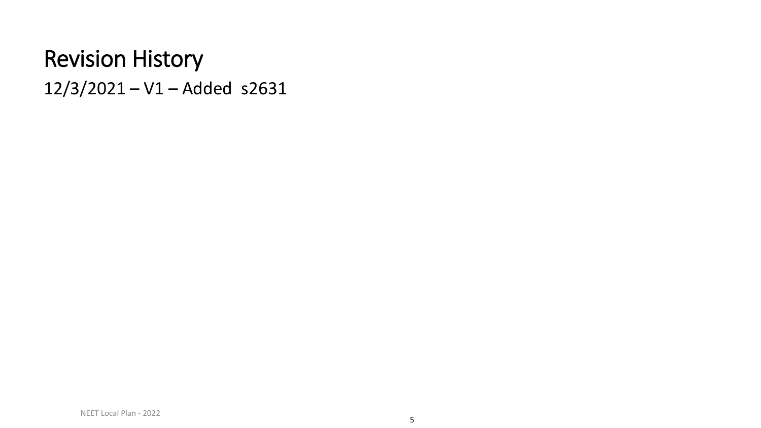# Revision History

12/3/2021 – V1 – Added  s2631